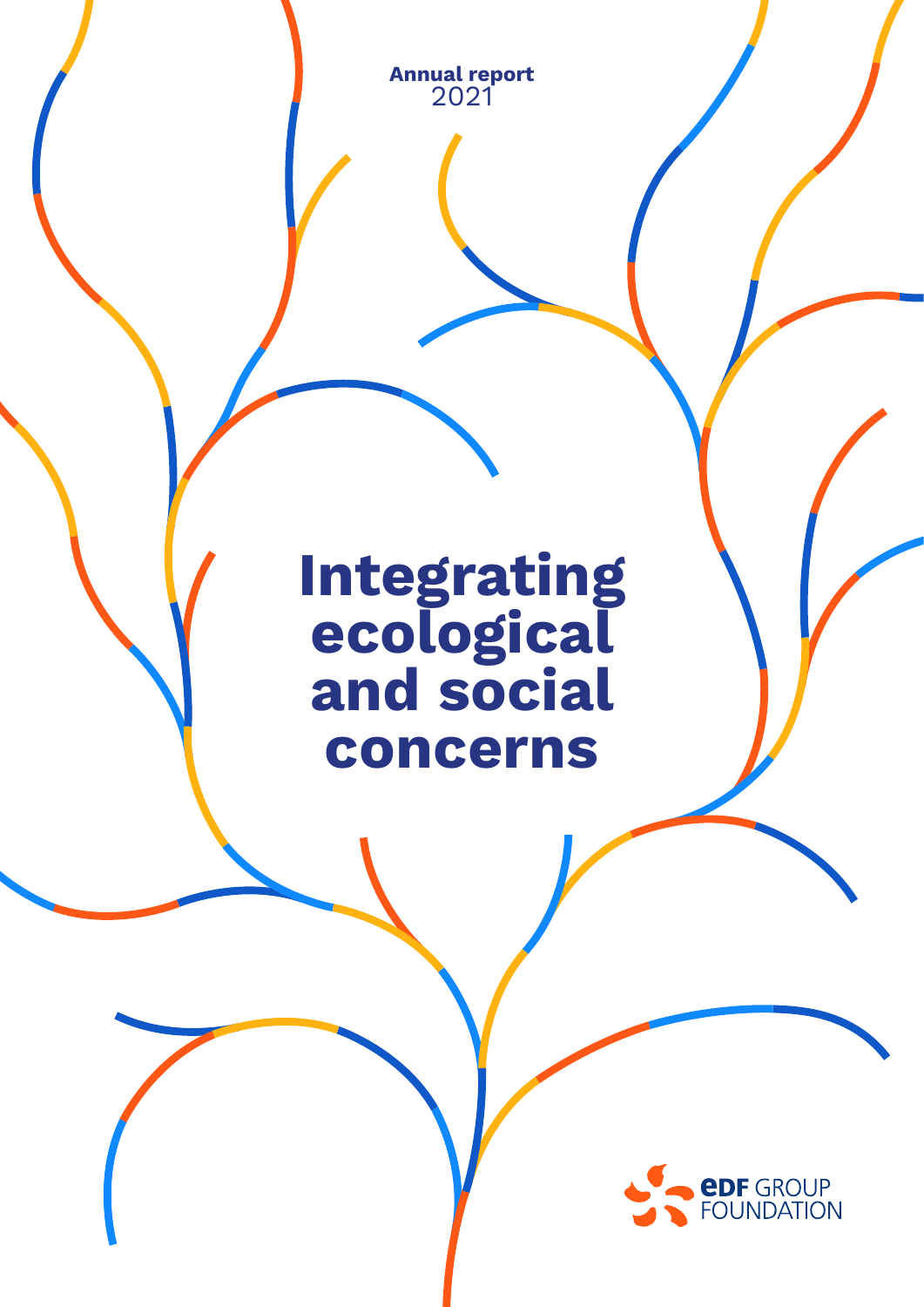**Annual report**
2021

# Integrating ecological and social concerns

EDF GROUP FOUNDATION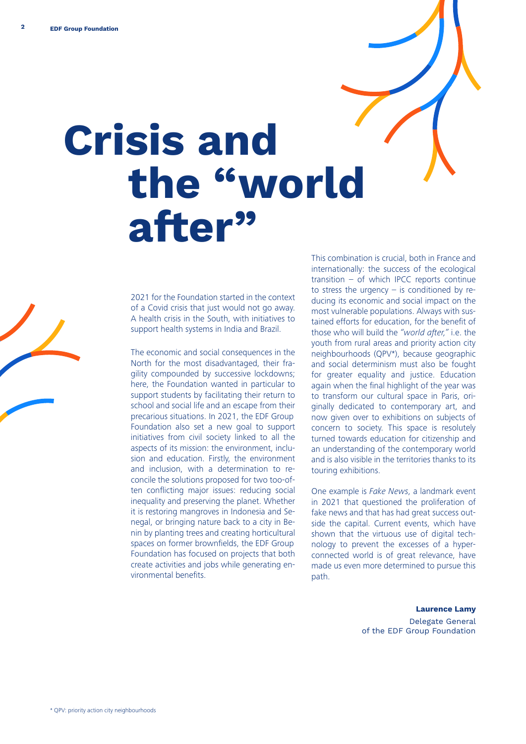# Crisis and the "world after"

2021 for the Foundation started in the context of a Covid crisis that just would not go away. A health crisis in the South, with initiatives to support health systems in India and Brazil.

The economic and social consequences in the North for the most disadvantaged, their fragility compounded by successive lockdowns; here, the Foundation wanted in particular to support students by facilitating their return to school and social life and an escape from their precarious situations. In 2021, the EDF Group Foundation also set a new goal to support initiatives from civil society linked to all the aspects of its mission: the environment, inclusion and education. Firstly, the environment and inclusion, with a determination to reconcile the solutions proposed for two too-often conflicting major issues: reducing social inequality and preserving the planet. Whether it is restoring mangroves in Indonesia and Senegal, or bringing nature back to a city in Benin by planting trees and creating horticultural spaces on former brownfields, the EDF Group Foundation has focused on projects that both create activities and jobs while generating environmental benefits.

This combination is crucial, both in France and internationally: the success of the ecological transition – of which IPCC reports continue to stress the urgency – is conditioned by reducing its economic and social impact on the most vulnerable populations. Always with sustained efforts for education, for the benefit of those who will build the *"world after,"* i.e. the youth from rural areas and priority action city neighbourhoods (QPV*), because geographic and social determinism must also be fought for greater equality and justice. Education again when the final highlight of the year was to transform our cultural space in Paris, originally dedicated to contemporary art, and now given over to exhibitions on subjects of concern to society. This space is resolutely turned towards education for citizenship and an understanding of the contemporary world and is also visible in the territories thanks to its touring exhibitions.

One example is *Fake News*, a landmark event in 2021 that questioned the proliferation of fake news and that has had great success outside the capital. Current events, which have shown that the virtuous use of digital technology to prevent the excesses of a hyper-connected world is of great relevance, have made us even more determined to pursue this path.

**Laurence Lamy**
Delegate General
of the EDF Group Foundation

* QPV: priority action city neighbourhoods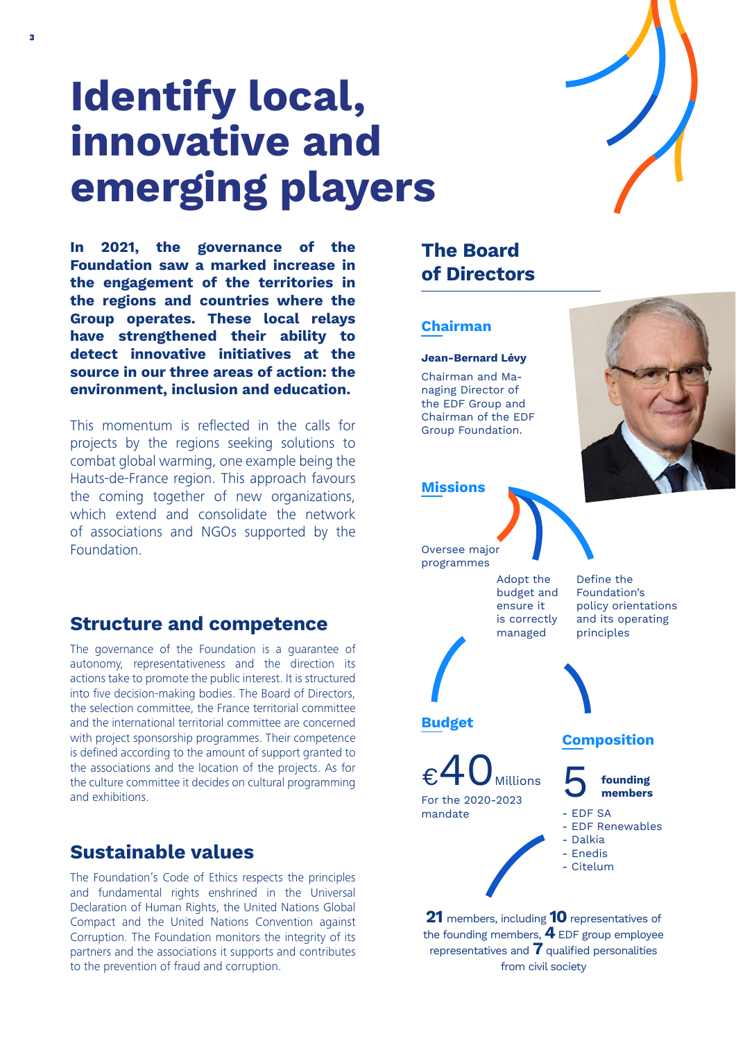# Identify local, innovative and emerging players

**In 2021, the governance of the Foundation saw a marked increase in the engagement of the territories in the regions and countries where the Group operates. These local relays have strengthened their ability to detect innovative initiatives at the source in our three areas of action: the environment, inclusion and education.**

This momentum is reflected in the calls for projects by the regions seeking solutions to combat global warming, one example being the Hauts-de-France region. This approach favours the coming together of new organizations, which extend and consolidate the network of associations and NGOs supported by the Foundation.

## Structure and competence

The governance of the Foundation is a guarantee of autonomy, representativeness and the direction its actions take to promote the public interest. It is structured into five decision-making bodies. The Board of Directors, the selection committee, the France territorial committee and the international territorial committee are concerned with project sponsorship programmes. Their competence is defined according to the amount of support granted to the associations and the location of the projects. As for the culture committee it decides on cultural programming and exhibitions.

## Sustainable values

The Foundation's Code of Ethics respects the principles and fundamental rights enshrined in the Universal Declaration of Human Rights, the United Nations Global Compact and the United Nations Convention against Corruption. The Foundation monitors the integrity of its partners and the associations it supports and contributes to the prevention of fraud and corruption.

## The Board of Directors

### Chairman

**Jean-Bernard Lévy**

Chairman and Managing Director of the EDF Group and Chairman of the EDF Group Foundation.

### Missions

- Oversee major programmes
- Adopt the budget and ensure it is correctly managed
- Define the Foundation's policy orientations and its operating principles

### Budget

€40 Millions

For the 2020-2023 mandate

### Composition

5 **founding members**

- EDF SA
- EDF Renewables
- Dalkia
- Enedis
- Citelum

**21** members, including **10** representatives of the founding members, **4** EDF group employee representatives and **7** qualified personalities from civil society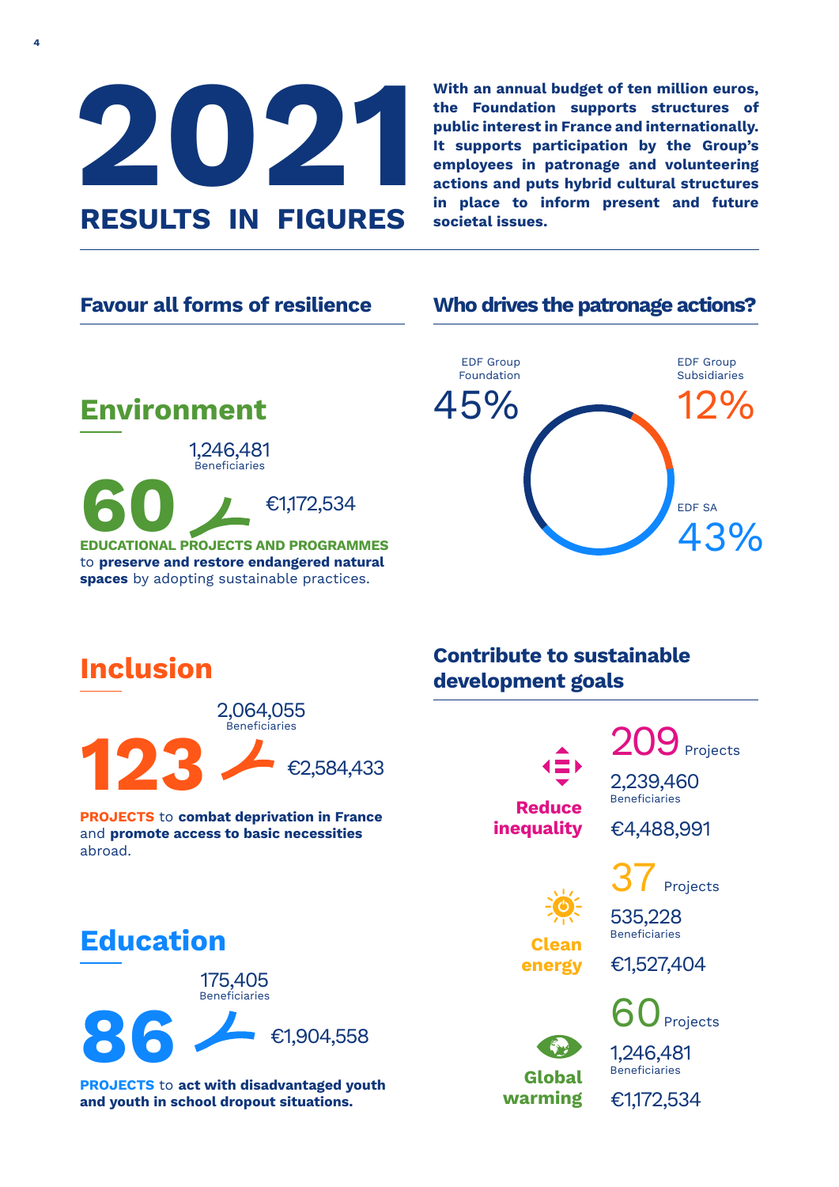# 2021 RESULTS IN FIGURES

**With an annual budget of ten million euros, the Foundation supports structures of public interest in France and internationally. It supports participation by the Group's employees in patronage and volunteering actions and puts hybrid cultural structures in place to inform present and future societal issues.**

## Favour all forms of resilience

### Environment

1,246,481
Beneficiaries

**60**

€1,172,534

**EDUCATIONAL PROJECTS AND PROGRAMMES** to **preserve and restore endangered natural spaces** by adopting sustainable practices.

### Inclusion

2,064,055
Beneficiaries

**123**

€2,584,433

**PROJECTS** to **combat deprivation in France** and **promote access to basic necessities** abroad.

### Education

175,405
Beneficiaries

**86**

€1,904,558

**PROJECTS** to **act with disadvantaged youth and youth in school dropout situations.**

## Who drives the patronage actions?

- EDF Group Foundation: 45%
- EDF Group Subsidiaries: 12%
- EDF SA: 43%

## Contribute to sustainable development goals

**Reduce inequality**

209 Projects
2,239,460 Beneficiaries
€4,488,991

**Clean energy**

37 Projects
535,228 Beneficiaries
€1,527,404

**Global warming**

60 Projects
1,246,481 Beneficiaries
€1,172,534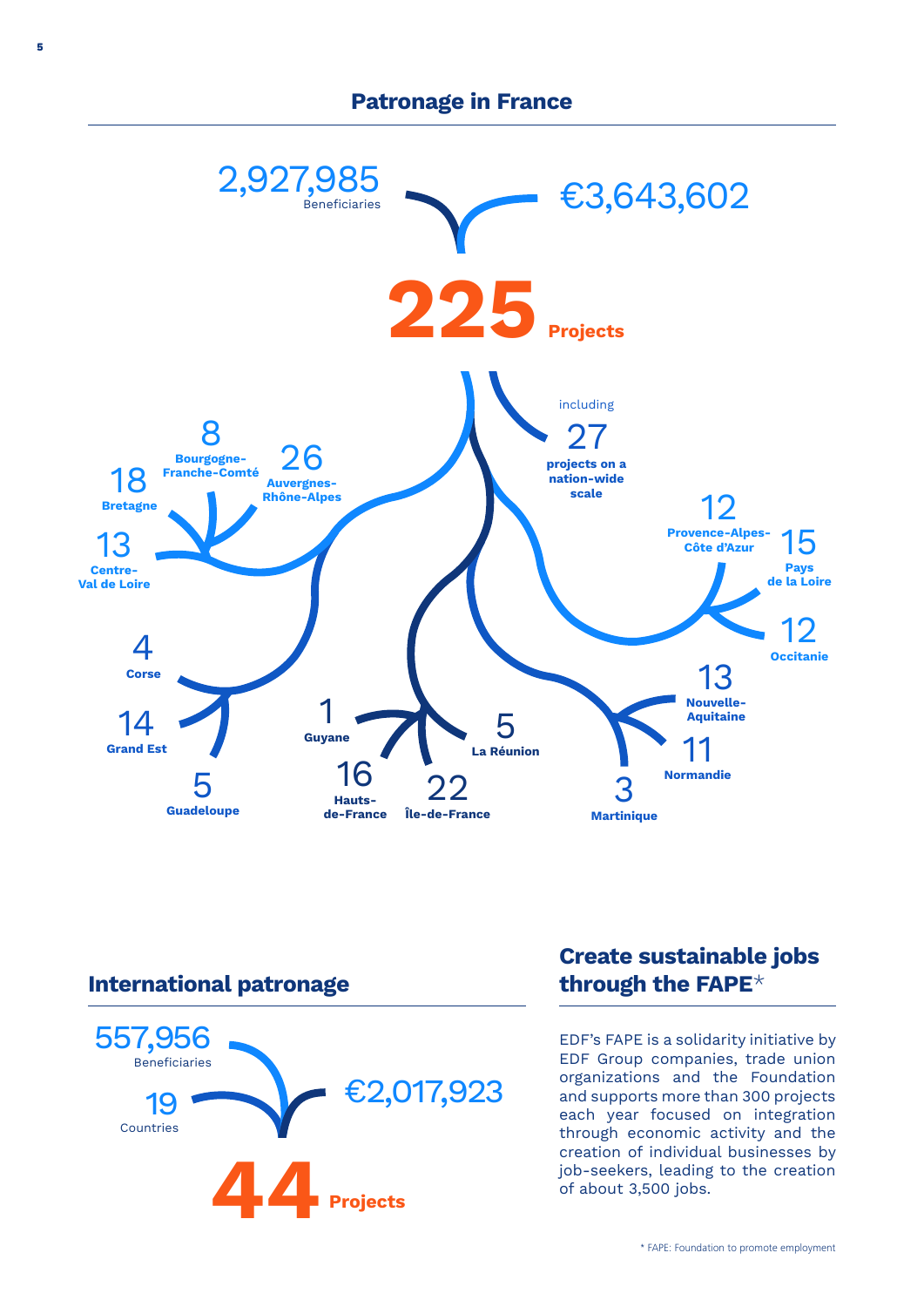## Patronage in France

2,927,985 Beneficiaries

€3,643,602

**225 Projects**

including 27 **projects on a nation-wide scale**

8 **Bourgogne-Franche-Comté**

26 **Auvergnes-Rhône-Alpes**

18 **Bretagne**

13 **Centre-Val de Loire**

4 **Corse**

14 **Grand Est**

5 **Guadeloupe**

1 **Guyane**

16 **Hauts-de-France**

22 **Île-de-France**

5 **La Réunion**

3 **Martinique**

12 **Provence-Alpes-Côte d'Azur**

15 **Pays de la Loire**

12 **Occitanie**

13 **Nouvelle-Aquitaine**

11 **Normandie**

## International patronage

557,956 Beneficiaries

19 Countries

€2,017,923

**44 Projects**

## Create sustainable jobs through the FAPE*

EDF's FAPE is a solidarity initiative by EDF Group companies, trade union organizations and the Foundation and supports more than 300 projects each year focused on integration through economic activity and the creation of individual businesses by job-seekers, leading to the creation of about 3,500 jobs.

* FAPE: Foundation to promote employment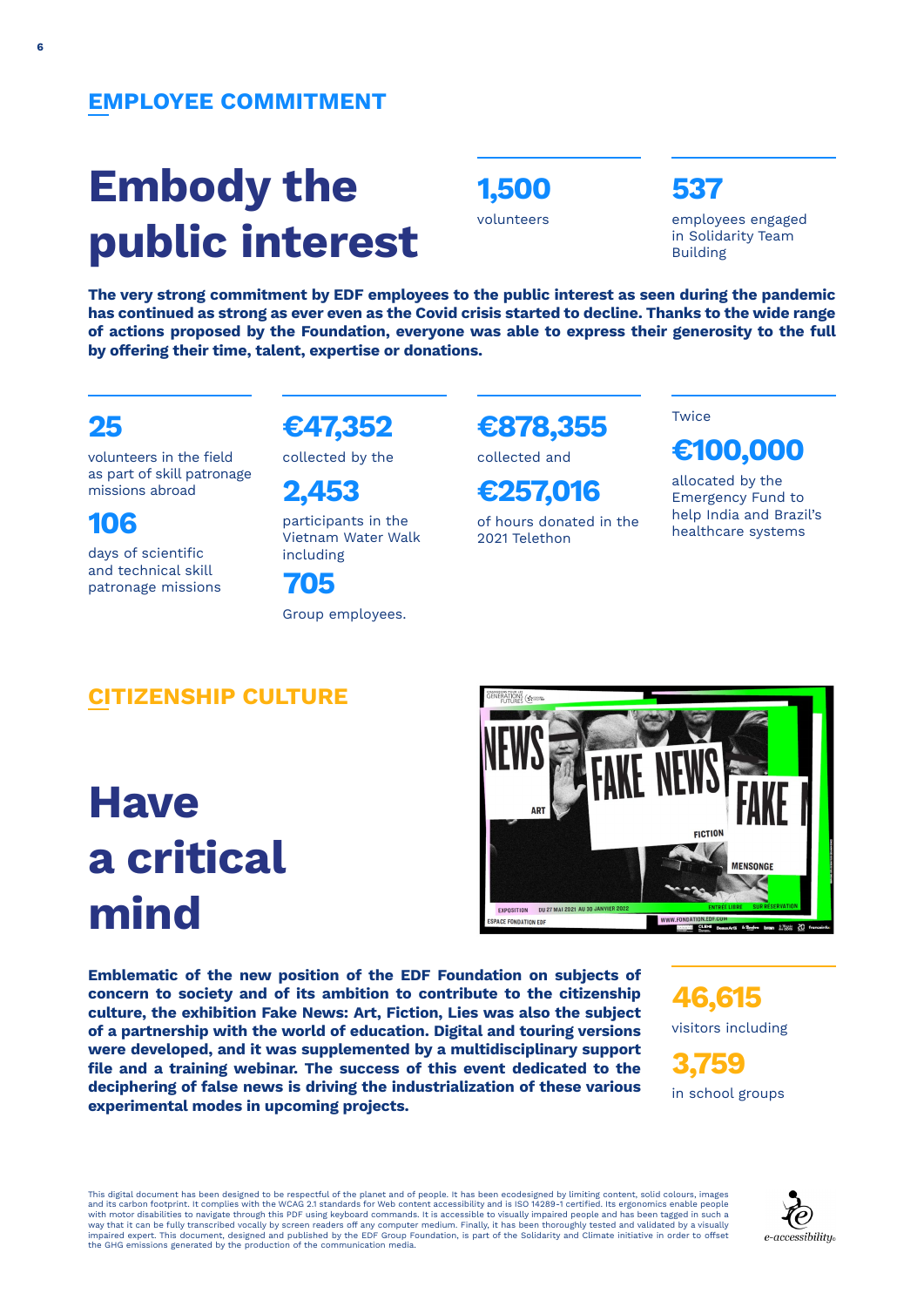## EMPLOYEE COMMITMENT

# Embody the public interest

**1,500**

volunteers

**537**

employees engaged in Solidarity Team Building

**The very strong commitment by EDF employees to the public interest as seen during the pandemic has continued as strong as ever even as the Covid crisis started to decline. Thanks to the wide range of actions proposed by the Foundation, everyone was able to express their generosity to the full by offering their time, talent, expertise or donations.**

**25**

volunteers in the field as part of skill patronage missions abroad

**106**

days of scientific and technical skill patronage missions

**€47,352**

collected by the

**2,453**

participants in the Vietnam Water Walk including

**705**

Group employees.

**€878,355**

collected and

**€257,016**

of hours donated in the 2021 Telethon

Twice

**€100,000**

allocated by the Emergency Fund to help India and Brazil's healthcare systems

## CITIZENSHIP CULTURE

# Have a critical mind

**Emblematic of the new position of the EDF Foundation on subjects of concern to society and of its ambition to contribute to the citizenship culture, the exhibition Fake News: Art, Fiction, Lies was also the subject of a partnership with the world of education. Digital and touring versions were developed, and it was supplemented by a multidisciplinary support file and a training webinar. The success of this event dedicated to the deciphering of false news is driving the industrialization of these various experimental modes in upcoming projects.**

**46,615**

visitors including

**3,759**

in school groups

This digital document has been designed to be respectful of the planet and of people. It has been ecodesigned by limiting content, solid colours, images and its carbon footprint. It complies with the WCAG 2.1 standards for Web content accessibility and is ISO 14289-1 certified. Its ergonomics enable people with motor disabilities to navigate through this PDF using keyboard commands. It is accessible to visually impaired people and has been tagged in such a way that it can be fully transcribed vocally by screen readers off any computer medium. Finally, it has been thoroughly tested and validated by a visually impaired expert. This document, designed and published by the EDF Group Foundation, is part of the Solidarity and Climate initiative in order to offset the GHG emissions generated by the production of the communication media.

e-accessibility